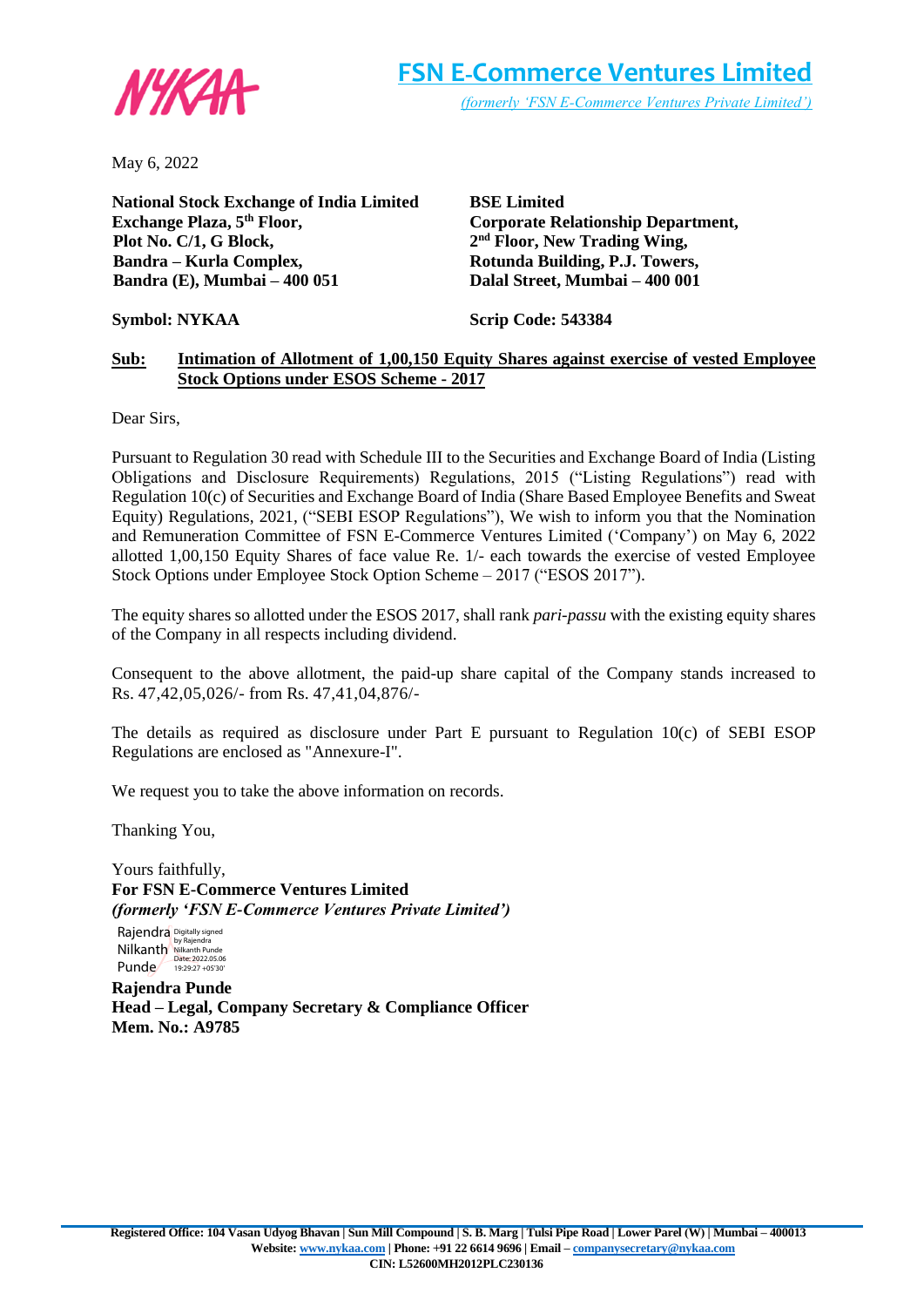**FSN E-Commerce Ventures Limited**

*(formerly 'FSN E-Commerce Ventures Private Limited')*

May 6, 2022

**National Stock Exchange of India Limited**
**Exchange Plaza, 5th Floor,**
**Plot No. C/1, G Block,**
**Bandra – Kurla Complex,**
**Bandra (E), Mumbai – 400 051**

**Symbol: NYKAA**

**BSE Limited**
**Corporate Relationship Department,**
**2nd Floor, New Trading Wing,**
**Rotunda Building, P.J. Towers,**
**Dalal Street, Mumbai – 400 001**

**Scrip Code: 543384**

**Sub: Intimation of Allotment of 1,00,150 Equity Shares against exercise of vested Employee Stock Options under ESOS Scheme - 2017**

Dear Sirs,

Pursuant to Regulation 30 read with Schedule III to the Securities and Exchange Board of India (Listing Obligations and Disclosure Requirements) Regulations, 2015 ("Listing Regulations") read with Regulation 10(c) of Securities and Exchange Board of India (Share Based Employee Benefits and Sweat Equity) Regulations, 2021, ("SEBI ESOP Regulations"), We wish to inform you that the Nomination and Remuneration Committee of FSN E-Commerce Ventures Limited ('Company') on May 6, 2022 allotted 1,00,150 Equity Shares of face value Re. 1/- each towards the exercise of vested Employee Stock Options under Employee Stock Option Scheme – 2017 ("ESOS 2017").

The equity shares so allotted under the ESOS 2017, shall rank *pari-passu* with the existing equity shares of the Company in all respects including dividend.

Consequent to the above allotment, the paid-up share capital of the Company stands increased to Rs. 47,42,05,026/- from Rs. 47,41,04,876/-

The details as required as disclosure under Part E pursuant to Regulation 10(c) of SEBI ESOP Regulations are enclosed as "Annexure-I".

We request you to take the above information on records.

Thanking You,

Yours faithfully,
**For FSN E-Commerce Ventures Limited**
***(formerly 'FSN E-Commerce Ventures Private Limited')***

Rajendra Nilkanth Punde
Digitally signed by Rajendra Nilkanth Punde
Date: 2022.05.06 19:29:27 +05'30'

**Rajendra Punde**
**Head – Legal, Company Secretary & Compliance Officer**
**Mem. No.: A9785**

**Registered Office: 104 Vasan Udyog Bhavan | Sun Mill Compound | S. B. Marg | Tulsi Pipe Road | Lower Parel (W) | Mumbai – 400013**
**Website: www.nykaa.com | Phone: +91 22 6614 9696 | Email – companysecretary@nykaa.com**
**CIN: L52600MH2012PLC230136**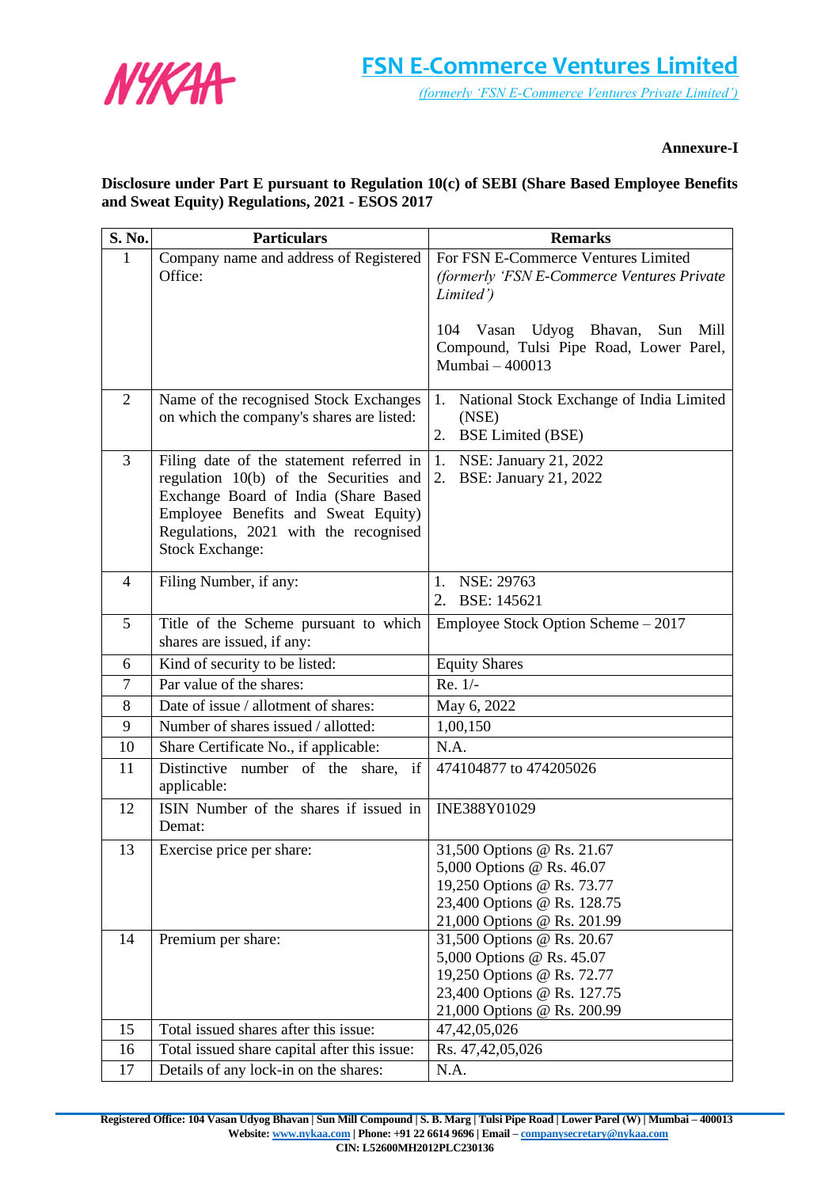**FSN E-Commerce Ventures Limited**

*(formerly 'FSN E-Commerce Ventures Private Limited')*

**Annexure-I**

**Disclosure under Part E pursuant to Regulation 10(c) of SEBI (Share Based Employee Benefits and Sweat Equity) Regulations, 2021 - ESOS 2017**

| S. No. | Particulars | Remarks |
|---|---|---|
| 1 | Company name and address of Registered Office: | For FSN E-Commerce Ventures Limited *(formerly 'FSN E-Commerce Ventures Private Limited')*<br><br>104 Vasan Udyog Bhavan, Sun Mill Compound, Tulsi Pipe Road, Lower Parel, Mumbai – 400013 |
| 2 | Name of the recognised Stock Exchanges on which the company's shares are listed: | 1. National Stock Exchange of India Limited (NSE)<br>2. BSE Limited (BSE) |
| 3 | Filing date of the statement referred in regulation 10(b) of the Securities and Exchange Board of India (Share Based Employee Benefits and Sweat Equity) Regulations, 2021 with the recognised Stock Exchange: | 1. NSE: January 21, 2022<br>2. BSE: January 21, 2022 |
| 4 | Filing Number, if any: | 1. NSE: 29763<br>2. BSE: 145621 |
| 5 | Title of the Scheme pursuant to which shares are issued, if any: | Employee Stock Option Scheme – 2017 |
| 6 | Kind of security to be listed: | Equity Shares |
| 7 | Par value of the shares: | Re. 1/- |
| 8 | Date of issue / allotment of shares: | May 6, 2022 |
| 9 | Number of shares issued / allotted: | 1,00,150 |
| 10 | Share Certificate No., if applicable: | N.A. |
| 11 | Distinctive number of the share, if applicable: | 474104877 to 474205026 |
| 12 | ISIN Number of the shares if issued in Demat: | INE388Y01029 |
| 13 | Exercise price per share: | 31,500 Options @ Rs. 21.67<br>5,000 Options @ Rs. 46.07<br>19,250 Options @ Rs. 73.77<br>23,400 Options @ Rs. 128.75<br>21,000 Options @ Rs. 201.99 |
| 14 | Premium per share: | 31,500 Options @ Rs. 20.67<br>5,000 Options @ Rs. 45.07<br>19,250 Options @ Rs. 72.77<br>23,400 Options @ Rs. 127.75<br>21,000 Options @ Rs. 200.99 |
| 15 | Total issued shares after this issue: | 47,42,05,026 |
| 16 | Total issued share capital after this issue: | Rs. 47,42,05,026 |
| 17 | Details of any lock-in on the shares: | N.A. |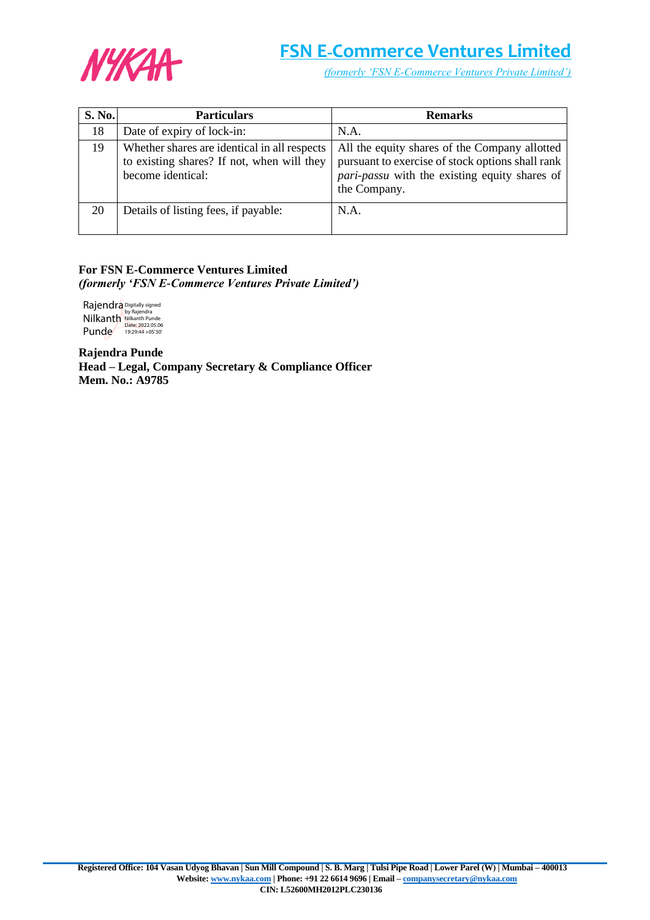| S. No. | Particulars | Remarks |
|---|---|---|
| 18 | Date of expiry of lock-in: | N.A. |
| 19 | Whether shares are identical in all respects to existing shares? If not, when will they become identical: | All the equity shares of the Company allotted pursuant to exercise of stock options shall rank *pari-passu* with the existing equity shares of the Company. |
| 20 | Details of listing fees, if payable: | N.A. |

**For FSN E-Commerce Ventures Limited**
***(formerly 'FSN E-Commerce Ventures Private Limited')***

Rajendra Nilkanth Punde
Digitally signed by Rajendra Nilkanth Punde
Date: 2022.05.06 19:29:44 +05'30'

**Rajendra Punde**
**Head – Legal, Company Secretary & Compliance Officer**
**Mem. No.: A9785**